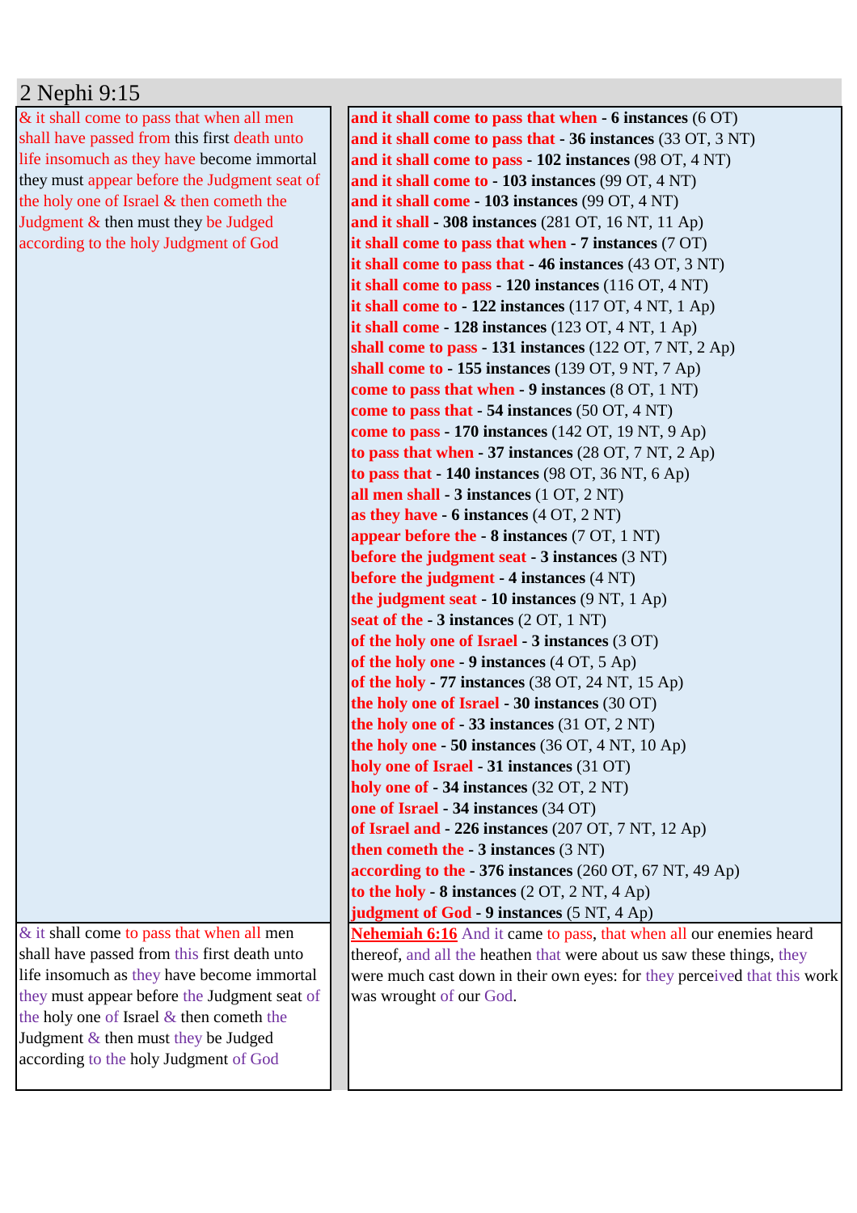# 2 Nephi 9:15

| | |
|---|---|
| & it shall come to pass that when all men shall have passed from this first death unto life insomuch as they have become immortal they must appear before the Judgment seat of the holy one of Israel & then cometh the Judgment & then must they be Judged according to the holy Judgment of God | **and it shall come to pass that when** - **6 instances** (6 OT)<br>**and it shall come to pass that** - **36 instances** (33 OT, 3 NT)<br>**and it shall come to pass** - **102 instances** (98 OT, 4 NT)<br>**and it shall come to** - **103 instances** (99 OT, 4 NT)<br>**and it shall come** - **103 instances** (99 OT, 4 NT)<br>**and it shall** - **308 instances** (281 OT, 16 NT, 11 Ap)<br>**it shall come to pass that when** - **7 instances** (7 OT)<br>**it shall come to pass that** - **46 instances** (43 OT, 3 NT)<br>**it shall come to pass** - **120 instances** (116 OT, 4 NT)<br>**it shall come to** - **122 instances** (117 OT, 4 NT, 1 Ap)<br>**it shall come** - **128 instances** (123 OT, 4 NT, 1 Ap)<br>**shall come to pass** - **131 instances** (122 OT, 7 NT, 2 Ap)<br>**shall come to** - **155 instances** (139 OT, 9 NT, 7 Ap)<br>**come to pass that when** - **9 instances** (8 OT, 1 NT)<br>**come to pass that** - **54 instances** (50 OT, 4 NT)<br>**come to pass** - **170 instances** (142 OT, 19 NT, 9 Ap)<br>**to pass that when** - **37 instances** (28 OT, 7 NT, 2 Ap)<br>**to pass that** - **140 instances** (98 OT, 36 NT, 6 Ap)<br>**all men shall** - **3 instances** (1 OT, 2 NT)<br>**as they have** - **6 instances** (4 OT, 2 NT)<br>**appear before the** - **8 instances** (7 OT, 1 NT)<br>**before the judgment seat** - **3 instances** (3 NT)<br>**before the judgment** - **4 instances** (4 NT)<br>**the judgment seat** - **10 instances** (9 NT, 1 Ap)<br>**seat of the** - **3 instances** (2 OT, 1 NT)<br>**of the holy one of Israel** - **3 instances** (3 OT)<br>**of the holy one** - **9 instances** (4 OT, 5 Ap)<br>**of the holy** - **77 instances** (38 OT, 24 NT, 15 Ap)<br>**the holy one of Israel** - **30 instances** (30 OT)<br>**the holy one of** - **33 instances** (31 OT, 2 NT)<br>**the holy one** - **50 instances** (36 OT, 4 NT, 10 Ap)<br>**holy one of Israel** - **31 instances** (31 OT)<br>**holy one of** - **34 instances** (32 OT, 2 NT)<br>**one of Israel** - **34 instances** (34 OT)<br>**of Israel and** - **226 instances** (207 OT, 7 NT, 12 Ap)<br>**then cometh the** - **3 instances** (3 NT)<br>**according to the** - **376 instances** (260 OT, 67 NT, 49 Ap)<br>**to the holy** - **8 instances** (2 OT, 2 NT, 4 Ap)<br>**judgment of God** - **9 instances** (5 NT, 4 Ap) |
| & it shall come to pass that when all men shall have passed from this first death unto life insomuch as they have become immortal they must appear before the Judgment seat of the holy one of Israel & then cometh the Judgment & then must they be Judged according to the holy Judgment of God | **Nehemiah 6:16** And it came to pass, that when all our enemies heard thereof, and all the heathen that were about us saw these things, they were much cast down in their own eyes: for they perceived that this work was wrought of our God. |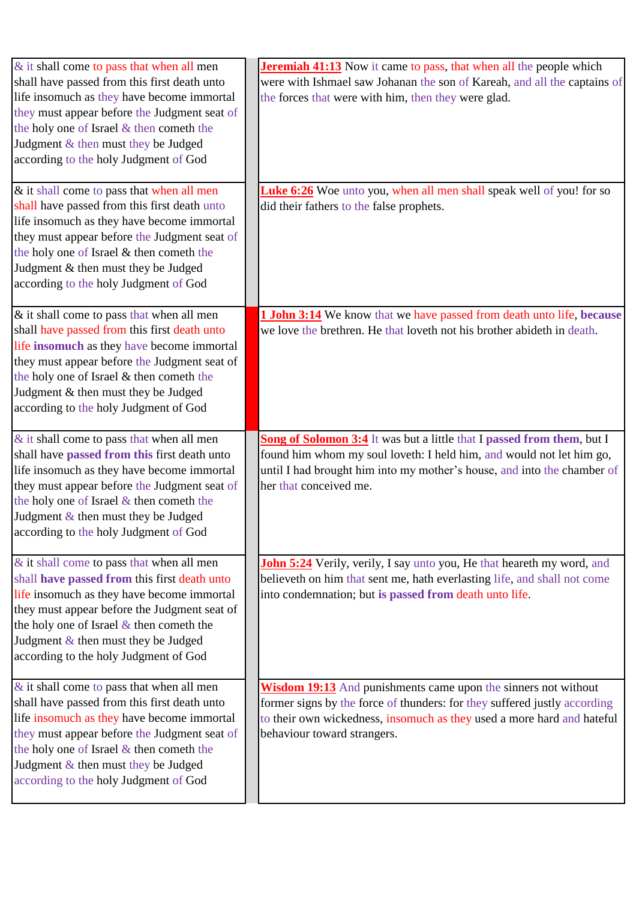| & it shall come to pass that when all men shall have passed from this first death unto life insomuch as they have become immortal they must appear before the Judgment seat of the holy one of Israel & then cometh the Judgment & then must they be Judged according to the holy Judgment of God | | **Jeremiah 41:13** Now it came to pass, that when all the people which were with Ishmael saw Johanan the son of Kareah, and all the captains of the forces that were with him, then they were glad. |
|---|---|---|
| & it shall come to pass that when all men shall have passed from this first death unto life insomuch as they have become immortal they must appear before the Judgment seat of the holy one of Israel & then cometh the Judgment & then must they be Judged according to the holy Judgment of God | | **Luke 6:26** Woe unto you, when all men shall speak well of you! for so did their fathers to the false prophets. |
| & it shall come to pass that when all men shall have passed from this first death unto life **insomuch** as they have become immortal they must appear before the Judgment seat of the holy one of Israel & then cometh the Judgment & then must they be Judged according to the holy Judgment of God | | **1 John 3:14** We know that we have passed from death unto life, **because** we love the brethren. He that loveth not his brother abideth in death. |
| & it shall come to pass that when all men shall have **passed from this** first death unto life insomuch as they have become immortal they must appear before the Judgment seat of the holy one of Israel & then cometh the Judgment & then must they be Judged according to the holy Judgment of God | | **Song of Solomon 3:4** It was but a little that I **passed from them**, but I found him whom my soul loveth: I held him, and would not let him go, until I had brought him into my mother's house, and into the chamber of her that conceived me. |
| & it shall come to pass that when all men shall **have passed from** this first death unto life insomuch as they have become immortal they must appear before the Judgment seat of the holy one of Israel & then cometh the Judgment & then must they be Judged according to the holy Judgment of God | | **John 5:24** Verily, verily, I say unto you, He that heareth my word, and believeth on him that sent me, hath everlasting life, and shall not come into condemnation; but **is passed from** death unto life. |
| & it shall come to pass that when all men shall have passed from this first death unto life insomuch as they have become immortal they must appear before the Judgment seat of the holy one of Israel & then cometh the Judgment & then must they be Judged according to the holy Judgment of God | | **Wisdom 19:13** And punishments came upon the sinners not without former signs by the force of thunders: for they suffered justly according to their own wickedness, insomuch as they used a more hard and hateful behaviour toward strangers. |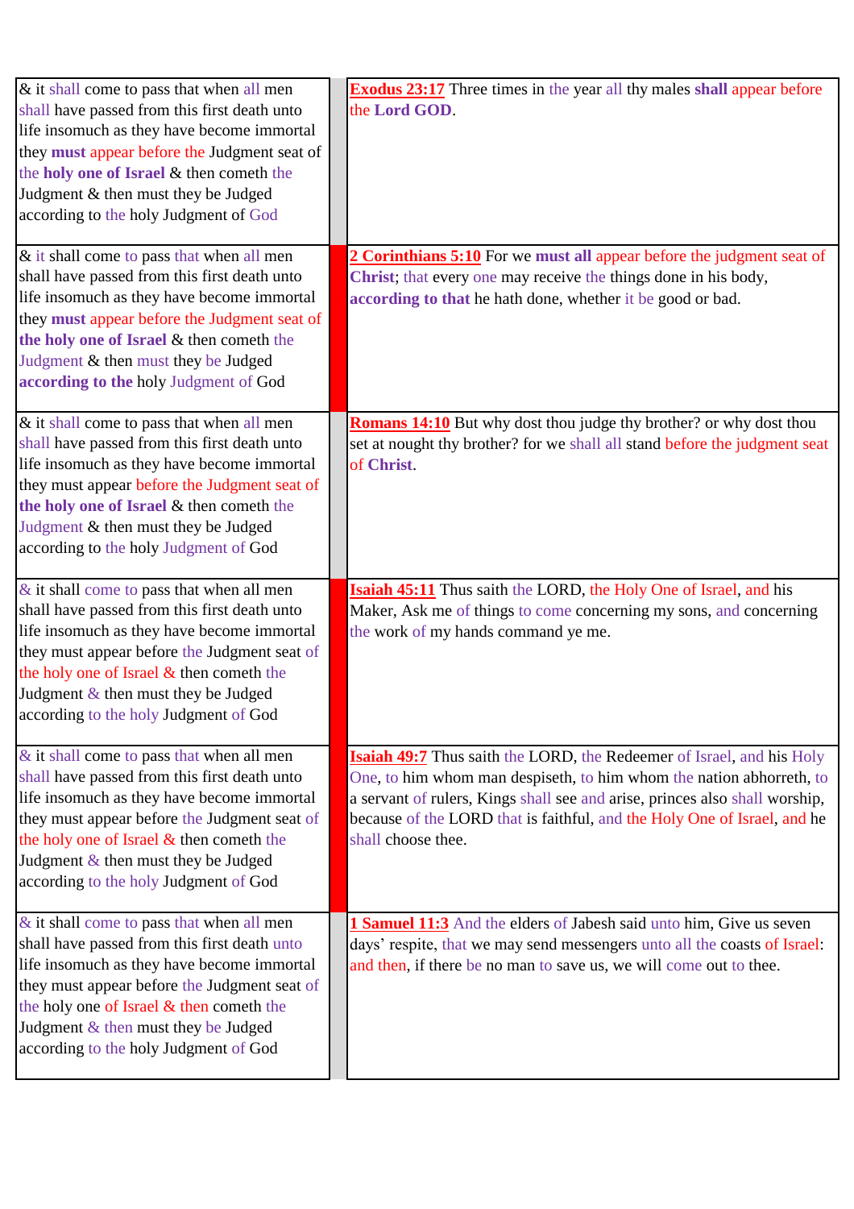| & it shall come to pass that when all men shall have passed from this first death unto life insomuch as they have become immortal they must appear before the Judgment seat of the holy one of Israel & then cometh the Judgment & then must they be Judged according to the holy Judgment of God | | **Exodus 23:17** Three times in the year all thy males **shall** appear before the **Lord GOD**. |
|---|---|---|
| & it shall come to pass that when all men shall have passed from this first death unto life insomuch as they have become immortal they **must** appear before the Judgment seat of **the holy one of Israel** & then cometh the Judgment & then must they be Judged **according to the** holy Judgment of God | | **2 Corinthians 5:10** For we **must all** appear before the judgment seat of **Christ**; that every one may receive the things done in his body, **according to that** he hath done, whether it be good or bad. |
| & it shall come to pass that when all men shall have passed from this first death unto life insomuch as they have become immortal they must appear before the Judgment seat of **the holy one of Israel** & then cometh the Judgment & then must they be Judged according to the holy Judgment of God | | **Romans 14:10** But why dost thou judge thy brother? or why dost thou set at nought thy brother? for we shall all stand before the judgment seat of **Christ**. |
| & it shall come to pass that when all men shall have passed from this first death unto life insomuch as they have become immortal they must appear before the Judgment seat of the holy one of Israel & then cometh the Judgment & then must they be Judged according to the holy Judgment of God | | **Isaiah 45:11** Thus saith the LORD, the Holy One of Israel, and his Maker, Ask me of things to come concerning my sons, and concerning the work of my hands command ye me. |
| & it shall come to pass that when all men shall have passed from this first death unto life insomuch as they have become immortal they must appear before the Judgment seat of the holy one of Israel & then cometh the Judgment & then must they be Judged according to the holy Judgment of God | | **Isaiah 49:7** Thus saith the LORD, the Redeemer of Israel, and his Holy One, to him whom man despiseth, to him whom the nation abhorreth, to a servant of rulers, Kings shall see and arise, princes also shall worship, because of the LORD that is faithful, and the Holy One of Israel, and he shall choose thee. |
| & it shall come to pass that when all men shall have passed from this first death unto life insomuch as they have become immortal they must appear before the Judgment seat of the holy one of Israel & then cometh the Judgment & then must they be Judged according to the holy Judgment of God | | **1 Samuel 11:3** And the elders of Jabesh said unto him, Give us seven days' respite, that we may send messengers unto all the coasts of Israel: and then, if there be no man to save us, we will come out to thee. |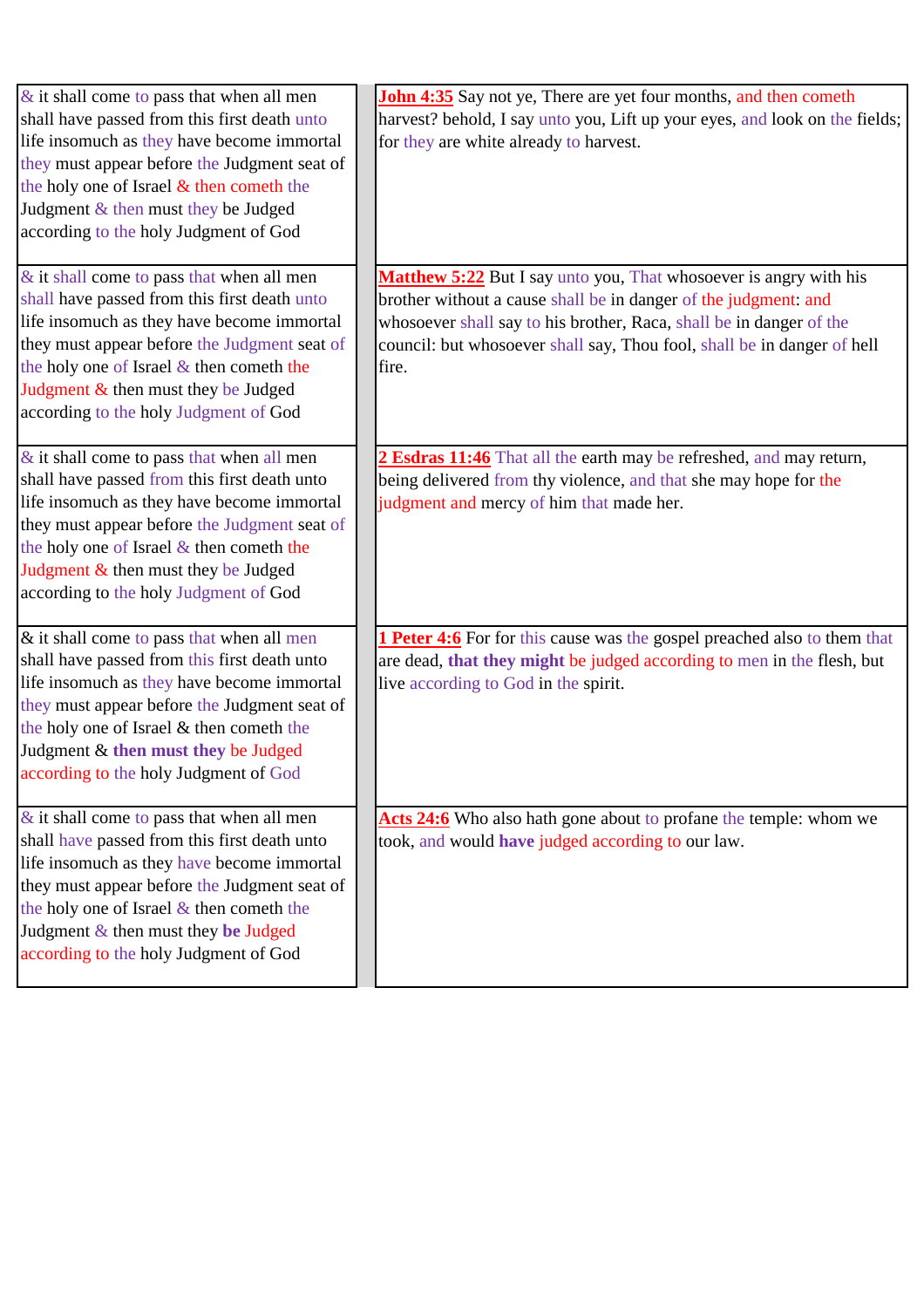| | |
|---|---|
| & it shall come to pass that when all men shall have passed from this first death unto life insomuch as they have become immortal they must appear before the Judgment seat of the holy one of Israel & then cometh the Judgment & then must they be Judged according to the holy Judgment of God | **John 4:35** Say not ye, There are yet four months, and then cometh harvest? behold, I say unto you, Lift up your eyes, and look on the fields; for they are white already to harvest. |
| & it shall come to pass that when all men shall have passed from this first death unto life insomuch as they have become immortal they must appear before the Judgment seat of the holy one of Israel & then cometh the Judgment & then must they be Judged according to the holy Judgment of God | **Matthew 5:22** But I say unto you, That whosoever is angry with his brother without a cause shall be in danger of the judgment: and whosoever shall say to his brother, Raca, shall be in danger of the council: but whosoever shall say, Thou fool, shall be in danger of hell fire. |
| & it shall come to pass that when all men shall have passed from this first death unto life insomuch as they have become immortal they must appear before the Judgment seat of the holy one of Israel & then cometh the Judgment & then must they be Judged according to the holy Judgment of God | **2 Esdras 11:46** That all the earth may be refreshed, and may return, being delivered from thy violence, and that she may hope for the judgment and mercy of him that made her. |
| & it shall come to pass that when all men shall have passed from this first death unto life insomuch as they have become immortal they must appear before the Judgment seat of the holy one of Israel & then cometh the Judgment & **then must they** be Judged according to the holy Judgment of God | **1 Peter 4:6** For for this cause was the gospel preached also to them that are dead, **that they might** be judged according to men in the flesh, but live according to God in the spirit. |
| & it shall come to pass that when all men shall have passed from this first death unto life insomuch as they have become immortal they must appear before the Judgment seat of the holy one of Israel & then cometh the Judgment & then must they **be** Judged according to the holy Judgment of God | **Acts 24:6** Who also hath gone about to profane the temple: whom we took, and would **have** judged according to our law. |